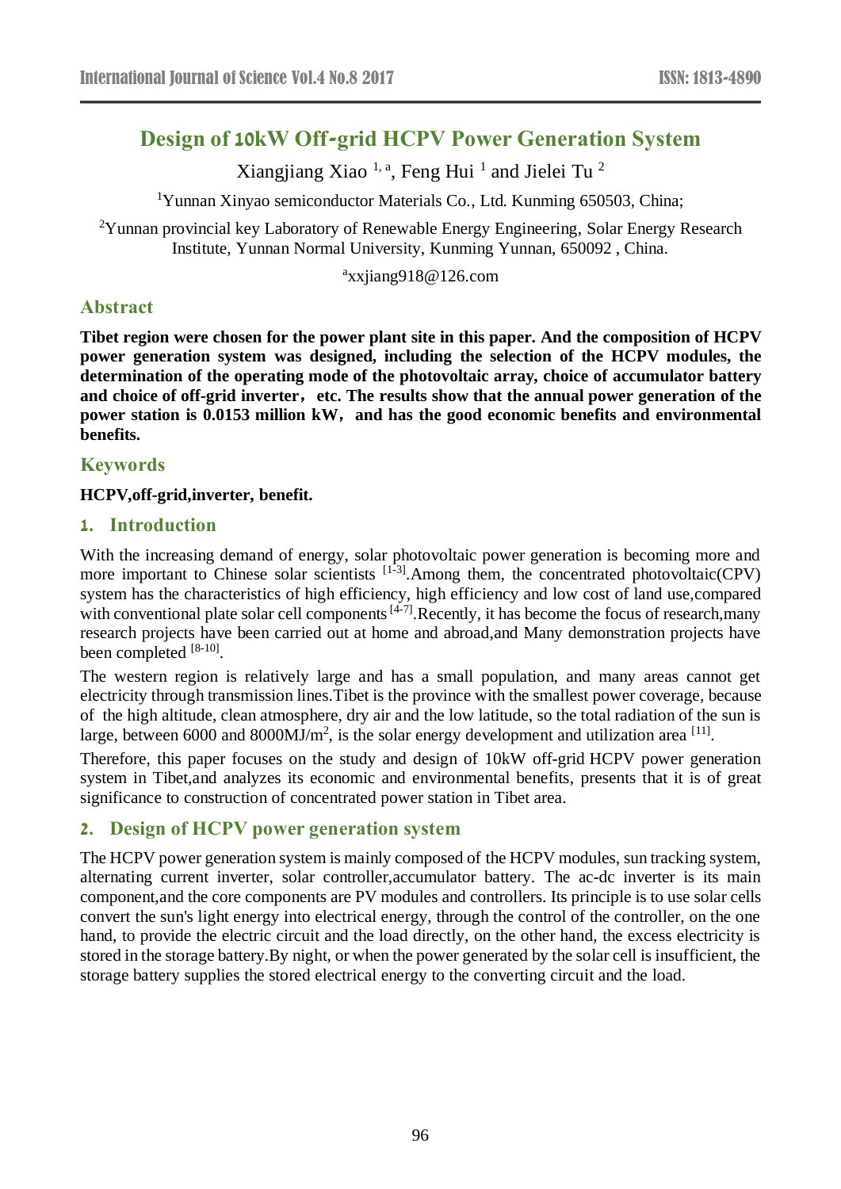# Design of 10kW Off-grid HCPV Power Generation System

Xiangjiang Xiao [1, a], Feng Hui [1] and Jielei Tu [2]

[1]Yunnan Xinyao semiconductor Materials Co., Ltd. Kunming 650503, China;

[2]Yunnan provincial key Laboratory of Renewable Energy Engineering, Solar Energy Research Institute, Yunnan Normal University, Kunming Yunnan, 650092 , China.

[a]xxjiang918@126.com

## Abstract

**Tibet region were chosen for the power plant site in this paper. And the composition of HCPV power generation system was designed, including the selection of the HCPV modules, the determination of the operating mode of the photovoltaic array, choice of accumulator battery and choice of off-grid inverter，etc. The results show that the annual power generation of the power station is 0.0153 million kW，and has the good economic benefits and environmental benefits.**

## Keywords

**HCPV,off-grid,inverter, benefit.**

## 1. Introduction

With the increasing demand of energy, solar photovoltaic power generation is becoming more and more important to Chinese solar scientists [1-3].Among them, the concentrated photovoltaic(CPV) system has the characteristics of high efficiency, high efficiency and low cost of land use,compared with conventional plate solar cell components [4-7].Recently, it has become the focus of research,many research projects have been carried out at home and abroad,and Many demonstration projects have been completed [8-10].

The western region is relatively large and has a small population, and many areas cannot get electricity through transmission lines.Tibet is the province with the smallest power coverage, because of the high altitude, clean atmosphere, dry air and the low latitude, so the total radiation of the sun is large, between 6000 and 8000MJ/m$^2$, is the solar energy development and utilization area [11].

Therefore, this paper focuses on the study and design of 10kW off-grid HCPV power generation system in Tibet,and analyzes its economic and environmental benefits, presents that it is of great significance to construction of concentrated power station in Tibet area.

## 2. Design of HCPV power generation system

The HCPV power generation system is mainly composed of the HCPV modules, sun tracking system, alternating current inverter, solar controller,accumulator battery. The ac-dc inverter is its main component,and the core components are PV modules and controllers. Its principle is to use solar cells convert the sun's light energy into electrical energy, through the control of the controller, on the one hand, to provide the electric circuit and the load directly, on the other hand, the excess electricity is stored in the storage battery.By night, or when the power generated by the solar cell is insufficient, the storage battery supplies the stored electrical energy to the converting circuit and the load.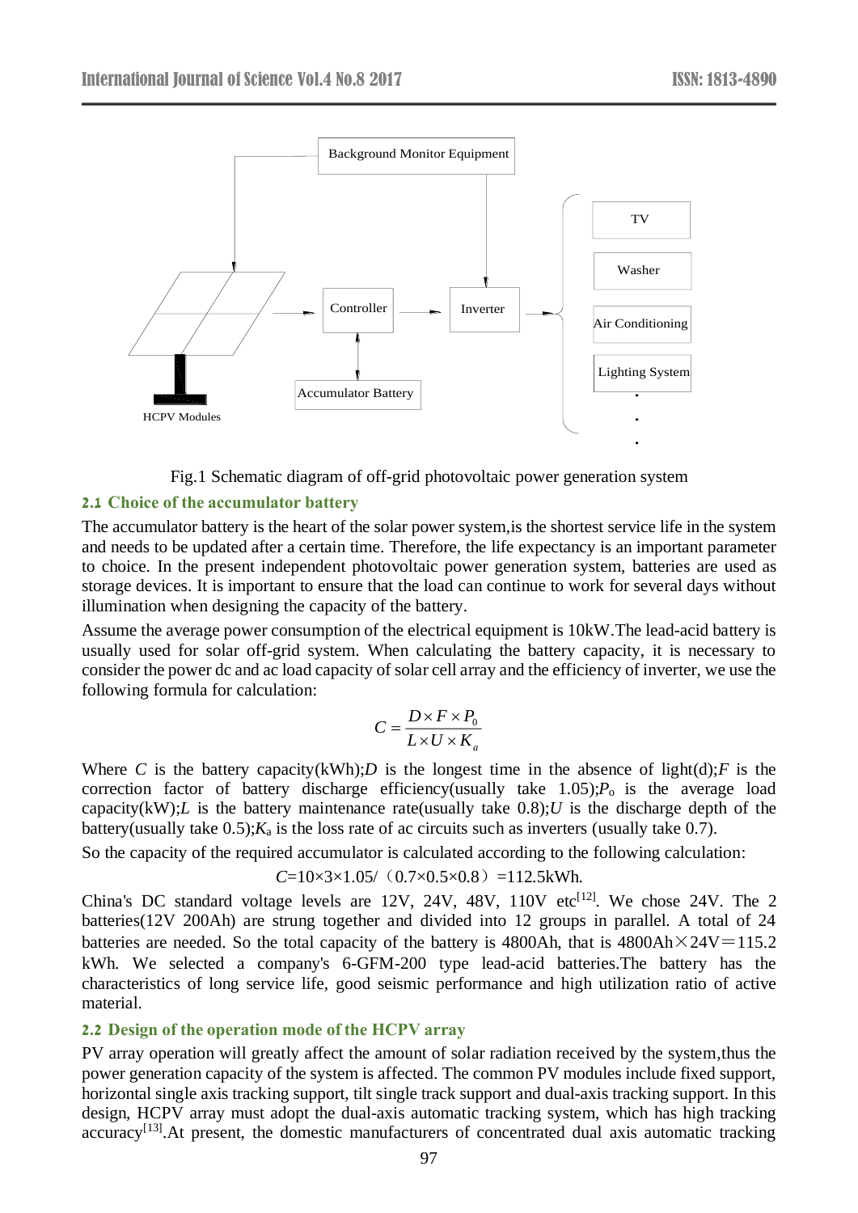Fig.1 Schematic diagram of off-grid photovoltaic power generation system

## 2.1 Choice of the accumulator battery

The accumulator battery is the heart of the solar power system,is the shortest service life in the system and needs to be updated after a certain time. Therefore, the life expectancy is an important parameter to choice. In the present independent photovoltaic power generation system, batteries are used as storage devices. It is important to ensure that the load can continue to work for several days without illumination when designing the capacity of the battery.

Assume the average power consumption of the electrical equipment is 10kW.The lead-acid battery is usually used for solar off-grid system. When calculating the battery capacity, it is necessary to consider the power dc and ac load capacity of solar cell array and the efficiency of inverter, we use the following formula for calculation:

$$C = \frac{D \times F \times P_0}{L \times U \times K_a}$$

Where $C$ is the battery capacity(kWh);$D$ is the longest time in the absence of light(d);$F$ is the correction factor of battery discharge efficiency(usually take 1.05);$P_o$ is the average load capacity(kW);$L$ is the battery maintenance rate(usually take 0.8);$U$ is the discharge depth of the battery(usually take 0.5);$K_a$ is the loss rate of ac circuits such as inverters (usually take 0.7).

So the capacity of the required accumulator is calculated according to the following calculation:

$$C=10\times3\times1.05/(0.7\times0.5\times0.8)=112.5\text{kWh}.$$

China's DC standard voltage levels are 12V, 24V, 48V, 110V etc[12]. We chose 24V. The 2 batteries(12V 200Ah) are strung together and divided into 12 groups in parallel. A total of 24 batteries are needed. So the total capacity of the battery is 4800Ah, that is 4800Ah×24V＝115.2 kWh. We selected a company's 6-GFM-200 type lead-acid batteries.The battery has the characteristics of long service life, good seismic performance and high utilization ratio of active material.

## 2.2 Design of the operation mode of the HCPV array

PV array operation will greatly affect the amount of solar radiation received by the system,thus the power generation capacity of the system is affected. The common PV modules include fixed support, horizontal single axis tracking support, tilt single track support and dual-axis tracking support. In this design, HCPV array must adopt the dual-axis automatic tracking system, which has high tracking accuracy[13].At present, the domestic manufacturers of concentrated dual axis automatic tracking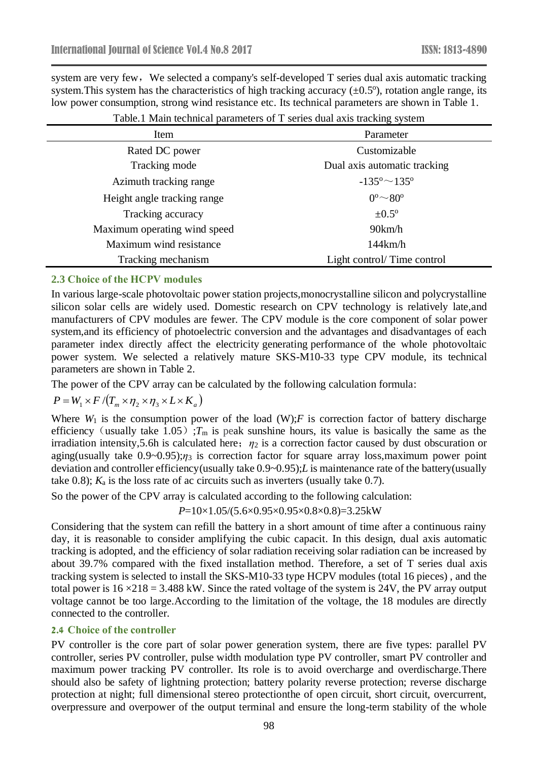system are very few，We selected a company's self-developed T series dual axis automatic tracking system.This system has the characteristics of high tracking accuracy (±0.5º), rotation angle range, its low power consumption, strong wind resistance etc. Its technical parameters are shown in Table 1.

Table.1 Main technical parameters of T series dual axis tracking system

| Item | Parameter |
|---|---|
| Rated DC power | Customizable |
| Tracking mode | Dual axis automatic tracking |
| Azimuth tracking range | -135º～135º |
| Height angle tracking range | 0º～80º |
| Tracking accuracy | ±0.5º |
| Maximum operating wind speed | 90km/h |
| Maximum wind resistance | 144km/h |
| Tracking mechanism | Light control/ Time control |

### 2.3 Choice of the HCPV modules

In various large-scale photovoltaic power station projects,monocrystalline silicon and polycrystalline silicon solar cells are widely used. Domestic research on CPV technology is relatively late,and manufacturers of CPV modules are fewer. The CPV module is the core component of solar power system,and its efficiency of photoelectric conversion and the advantages and disadvantages of each parameter index directly affect the electricity generating performance of the whole photovoltaic power system. We selected a relatively mature SKS-M10-33 type CPV module, its technical parameters are shown in Table 2.

The power of the CPV array can be calculated by the following calculation formula:

$$P = W_1 \times F / (T_m \times \eta_2 \times \eta_3 \times L \times K_a)$$

Where $W_1$ is the consumption power of the load (W);$F$ is correction factor of battery discharge efficiency（usually take 1.05）;$T_m$ is peak sunshine hours, its value is basically the same as the irradiation intensity,5.6h is calculated here；$\eta_2$ is a correction factor caused by dust obscuration or aging(usually take 0.9~0.95);$\eta_3$ is correction factor for square array loss,maximum power point deviation and controller efficiency(usually take 0.9~0.95);$L$ is maintenance rate of the battery(usually take 0.8); $K_a$ is the loss rate of ac circuits such as inverters (usually take 0.7).

So the power of the CPV array is calculated according to the following calculation:

$$P=10\times1.05/(5.6\times0.95\times0.95\times0.8\times0.8)=3.25\text{kW}$$

Considering that the system can refill the battery in a short amount of time after a continuous rainy day, it is reasonable to consider amplifying the cubic capacit. In this design, dual axis automatic tracking is adopted, and the efficiency of solar radiation receiving solar radiation can be increased by about 39.7% compared with the fixed installation method. Therefore, a set of T series dual axis tracking system is selected to install the SKS-M10-33 type HCPV modules (total 16 pieces) , and the total power is 16 ×218 = 3.488 kW. Since the rated voltage of the system is 24V, the PV array output voltage cannot be too large.According to the limitation of the voltage, the 18 modules are directly connected to the controller.

### 2.4 Choice of the controller

PV controller is the core part of solar power generation system, there are five types: parallel PV controller, series PV controller, pulse width modulation type PV controller, smart PV controller and maximum power tracking PV controller. Its role is to avoid overcharge and overdischarge.There should also be safety of lightning protection; battery polarity reverse protection; reverse discharge protection at night; full dimensional stereo protectionthe of open circuit, short circuit, overcurrent, overpressure and overpower of the output terminal and ensure the long-term stability of the whole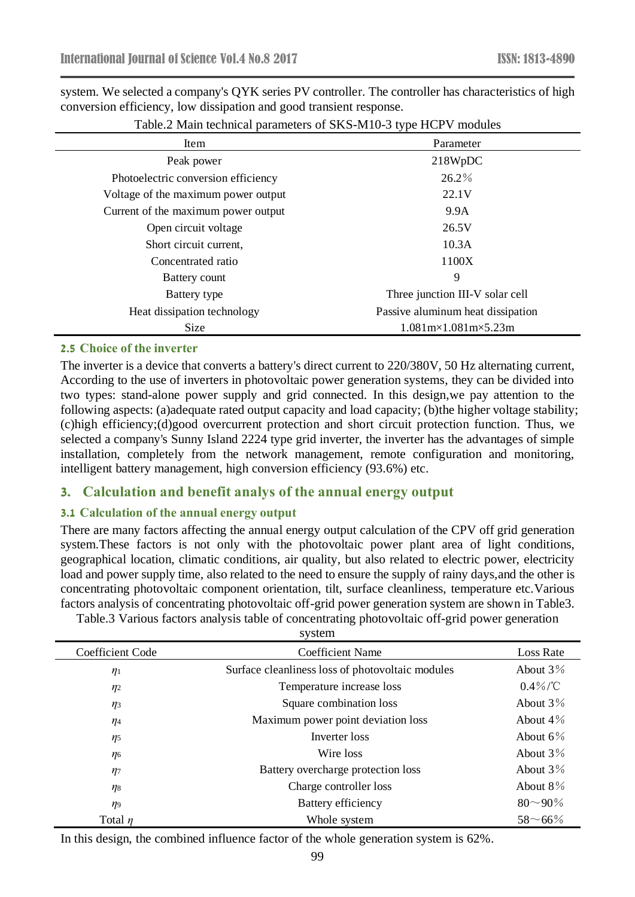system. We selected a company's QYK series PV controller. The controller has characteristics of high conversion efficiency, low dissipation and good transient response.

Table.2 Main technical parameters of SKS-M10-3 type HCPV modules

| Item | Parameter |
|---|---|
| Peak power | 218WpDC |
| Photoelectric conversion efficiency | 26.2% |
| Voltage of the maximum power output | 22.1V |
| Current of the maximum power output | 9.9A |
| Open circuit voltage | 26.5V |
| Short circuit current, | 10.3A |
| Concentrated ratio | 1100X |
| Battery count | 9 |
| Battery type | Three junction III-V solar cell |
| Heat dissipation technology | Passive aluminum heat dissipation |
| Size | 1.081m×1.081m×5.23m |

### 2.5 Choice of the inverter

The inverter is a device that converts a battery's direct current to 220/380V, 50 Hz alternating current, According to the use of inverters in photovoltaic power generation systems, they can be divided into two types: stand-alone power supply and grid connected. In this design,we pay attention to the following aspects: (a)adequate rated output capacity and load capacity; (b)the higher voltage stability; (c)high efficiency;(d)good overcurrent protection and short circuit protection function. Thus, we selected a company's Sunny Island 2224 type grid inverter, the inverter has the advantages of simple installation, completely from the network management, remote configuration and monitoring, intelligent battery management, high conversion efficiency (93.6%) etc.

## 3. Calculation and benefit analys of the annual energy output

### 3.1 Calculation of the annual energy output

There are many factors affecting the annual energy output calculation of the CPV off grid generation system.These factors is not only with the photovoltaic power plant area of light conditions, geographical location, climatic conditions, air quality, but also related to electric power, electricity load and power supply time, also related to the need to ensure the supply of rainy days,and the other is concentrating photovoltaic component orientation, tilt, surface cleanliness, temperature etc.Various factors analysis of concentrating photovoltaic off-grid power generation system are shown in Table3.

Table.3 Various factors analysis table of concentrating photovoltaic off-grid power generation system

| Coefficient Code | Coefficient Name | Loss Rate |
|---|---|---|
| $\eta_1$ | Surface cleanliness loss of photovoltaic modules | About 3% |
| $\eta_2$ | Temperature increase loss | 0.4%/℃ |
| $\eta_3$ | Square combination loss | About 3% |
| $\eta_4$ | Maximum power point deviation loss | About 4% |
| $\eta_5$ | Inverter loss | About 6% |
| $\eta_6$ | Wire loss | About 3% |
| $\eta_7$ | Battery overcharge protection loss | About 3% |
| $\eta_8$ | Charge controller loss | About 8% |
| $\eta_9$ | Battery efficiency | 80～90% |
| Total $\eta$ | Whole system | 58～66% |

In this design, the combined influence factor of the whole generation system is 62%.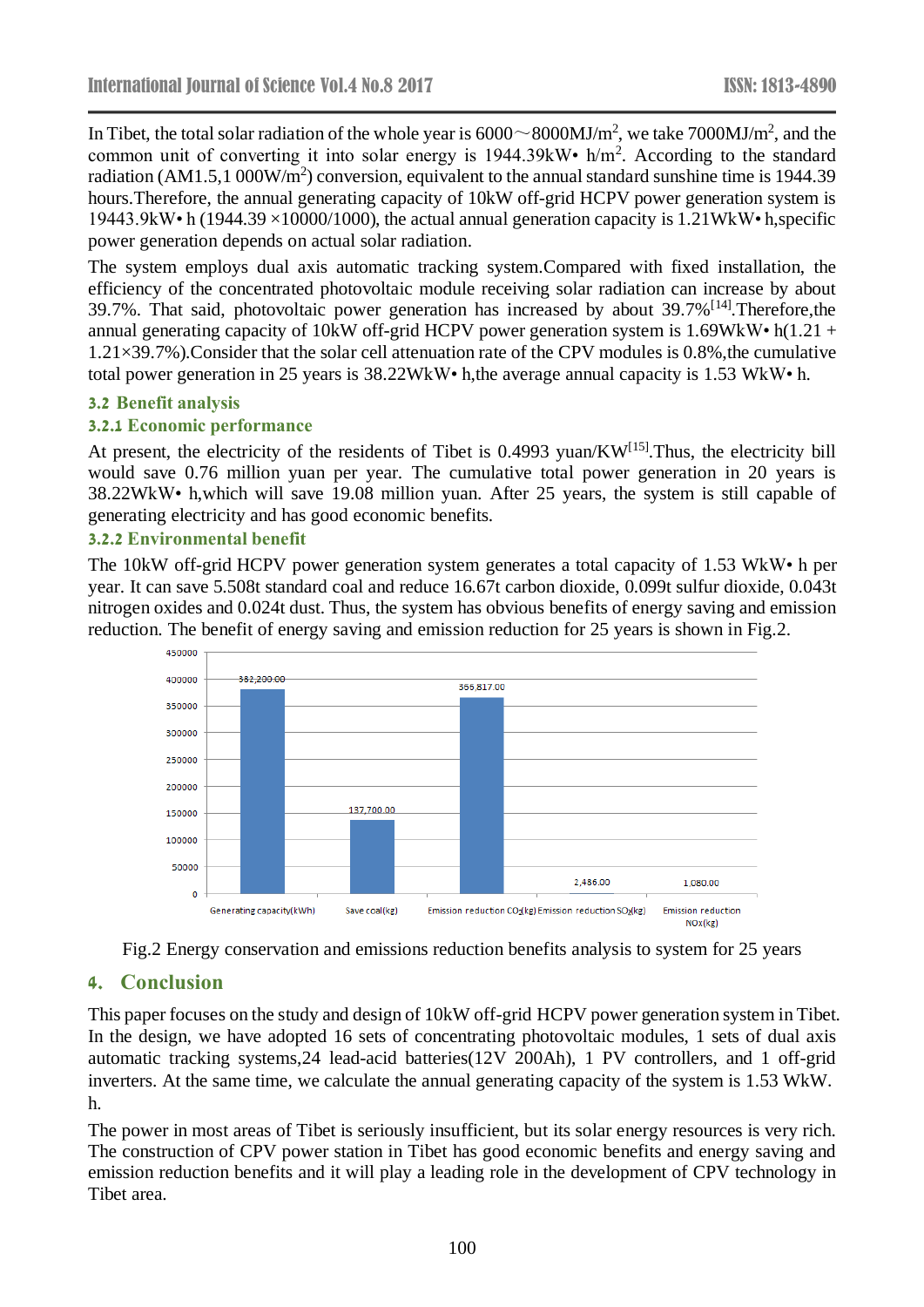In Tibet, the total solar radiation of the whole year is 6000～8000MJ/m$^2$, we take 7000MJ/m$^2$, and the common unit of converting it into solar energy is 1944.39kW• h/m$^2$. According to the standard radiation (AM1.5,1 000W/m$^2$) conversion, equivalent to the annual standard sunshine time is 1944.39 hours.Therefore, the annual generating capacity of 10kW off-grid HCPV power generation system is 19443.9kW• h (1944.39 ×10000/1000), the actual annual generation capacity is 1.21WkW• h,specific power generation depends on actual solar radiation.

The system employs dual axis automatic tracking system.Compared with fixed installation, the efficiency of the concentrated photovoltaic module receiving solar radiation can increase by about 39.7%. That said, photovoltaic power generation has increased by about 39.7%[14].Therefore,the annual generating capacity of 10kW off-grid HCPV power generation system is 1.69WkW• h(1.21 + 1.21×39.7%).Consider that the solar cell attenuation rate of the CPV modules is 0.8%,the cumulative total power generation in 25 years is 38.22WkW• h,the average annual capacity is 1.53 WkW• h.

### 3.2 Benefit analysis

#### 3.2.1 Economic performance

At present, the electricity of the residents of Tibet is 0.4993 yuan/KW[15].Thus, the electricity bill would save 0.76 million yuan per year. The cumulative total power generation in 20 years is 38.22WkW• h,which will save 19.08 million yuan. After 25 years, the system is still capable of generating electricity and has good economic benefits.

#### 3.2.2 Environmental benefit

The 10kW off-grid HCPV power generation system generates a total capacity of 1.53 WkW• h per year. It can save 5.508t standard coal and reduce 16.67t carbon dioxide, 0.099t sulfur dioxide, 0.043t nitrogen oxides and 0.024t dust. Thus, the system has obvious benefits of energy saving and emission reduction. The benefit of energy saving and emission reduction for 25 years is shown in Fig.2.

| Category | Value |
|---|---|
| Generating capacity(kWh) | 382,200.00 |
| Save coal(kg) | 137,700.00 |
| Emission reduction $CO_2$(kg) | 366,817.00 |
| Emission reduction $SO_2$(kg) | 2,486.00 |
| Emission reduction NOx(kg) | 1,080.00 |

Fig.2 Energy conservation and emissions reduction benefits analysis to system for 25 years

## 4. Conclusion

This paper focuses on the study and design of 10kW off-grid HCPV power generation system in Tibet. In the design, we have adopted 16 sets of concentrating photovoltaic modules, 1 sets of dual axis automatic tracking systems,24 lead-acid batteries(12V 200Ah), 1 PV controllers, and 1 off-grid inverters. At the same time, we calculate the annual generating capacity of the system is 1.53 WkW. h.

The power in most areas of Tibet is seriously insufficient, but its solar energy resources is very rich. The construction of CPV power station in Tibet has good economic benefits and energy saving and emission reduction benefits and it will play a leading role in the development of CPV technology in Tibet area.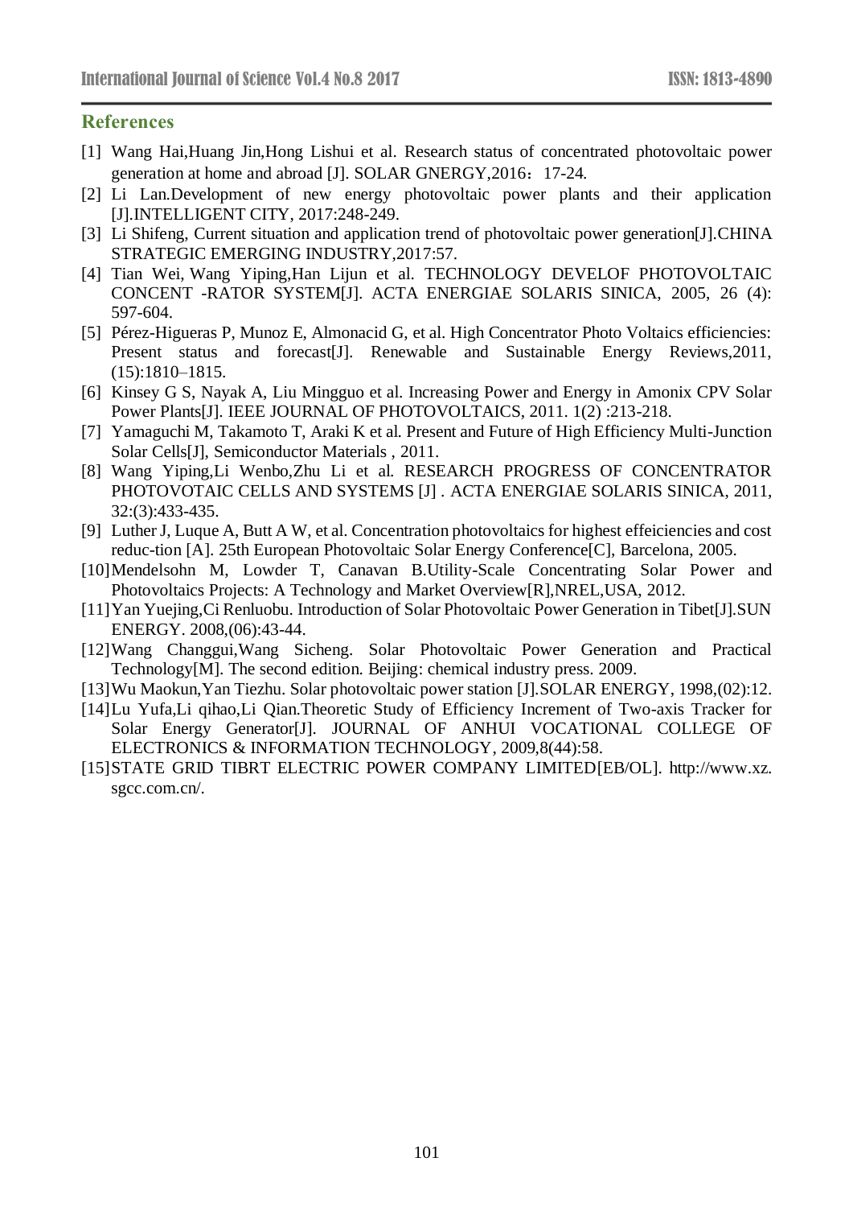## References

[1] Wang Hai,Huang Jin,Hong Lishui et al. Research status of concentrated photovoltaic power generation at home and abroad [J]. SOLAR GNERGY,2016：17-24.

[2] Li Lan.Development of new energy photovoltaic power plants and their application [J].INTELLIGENT CITY, 2017:248-249.

[3] Li Shifeng, Current situation and application trend of photovoltaic power generation[J].CHINA STRATEGIC EMERGING INDUSTRY,2017:57.

[4] Tian Wei, Wang Yiping,Han Lijun et al. TECHNOLOGY DEVELOF PHOTOVOLTAIC CONCENT -RATOR SYSTEM[J]. ACTA ENERGIAE SOLARIS SINICA, 2005, 26 (4): 597-604.

[5] Pérez-Higueras P, Munoz E, Almonacid G, et al. High Concentrator Photo Voltaics efficiencies: Present status and forecast[J]. Renewable and Sustainable Energy Reviews,2011, (15):1810–1815.

[6] Kinsey G S, Nayak A, Liu Mingguo et al. Increasing Power and Energy in Amonix CPV Solar Power Plants[J]. IEEE JOURNAL OF PHOTOVOLTAICS, 2011. 1(2) :213-218.

[7] Yamaguchi M, Takamoto T, Araki K et al. Present and Future of High Efficiency Multi-Junction Solar Cells[J], Semiconductor Materials , 2011.

[8] Wang Yiping,Li Wenbo,Zhu Li et al. RESEARCH PROGRESS OF CONCENTRATOR PHOTOVOTAIC CELLS AND SYSTEMS [J] . ACTA ENERGIAE SOLARIS SINICA, 2011, 32:(3):433-435.

[9] Luther J, Luque A, Butt A W, et al. Concentration photovoltaics for highest effeiciencies and cost reduc-tion [A]. 25th European Photovoltaic Solar Energy Conference[C], Barcelona, 2005.

[10] Mendelsohn M, Lowder T, Canavan B.Utility-Scale Concentrating Solar Power and Photovoltaics Projects: A Technology and Market Overview[R],NREL,USA, 2012.

[11] Yan Yuejing,Ci Renluobu. Introduction of Solar Photovoltaic Power Generation in Tibet[J].SUN ENERGY. 2008,(06):43-44.

[12] Wang Changgui,Wang Sicheng. Solar Photovoltaic Power Generation and Practical Technology[M]. The second edition. Beijing: chemical industry press. 2009.

[13] Wu Maokun,Yan Tiezhu. Solar photovoltaic power station [J].SOLAR ENERGY, 1998,(02):12.

[14] Lu Yufa,Li qihao,Li Qian.Theoretic Study of Efficiency Increment of Two-axis Tracker for Solar Energy Generator[J]. JOURNAL OF ANHUI VOCATIONAL COLLEGE OF ELECTRONICS & INFORMATION TECHNOLOGY, 2009,8(44):58.

[15] STATE GRID TIBRT ELECTRIC POWER COMPANY LIMITED[EB/OL]. http://www.xz.sgcc.com.cn/.